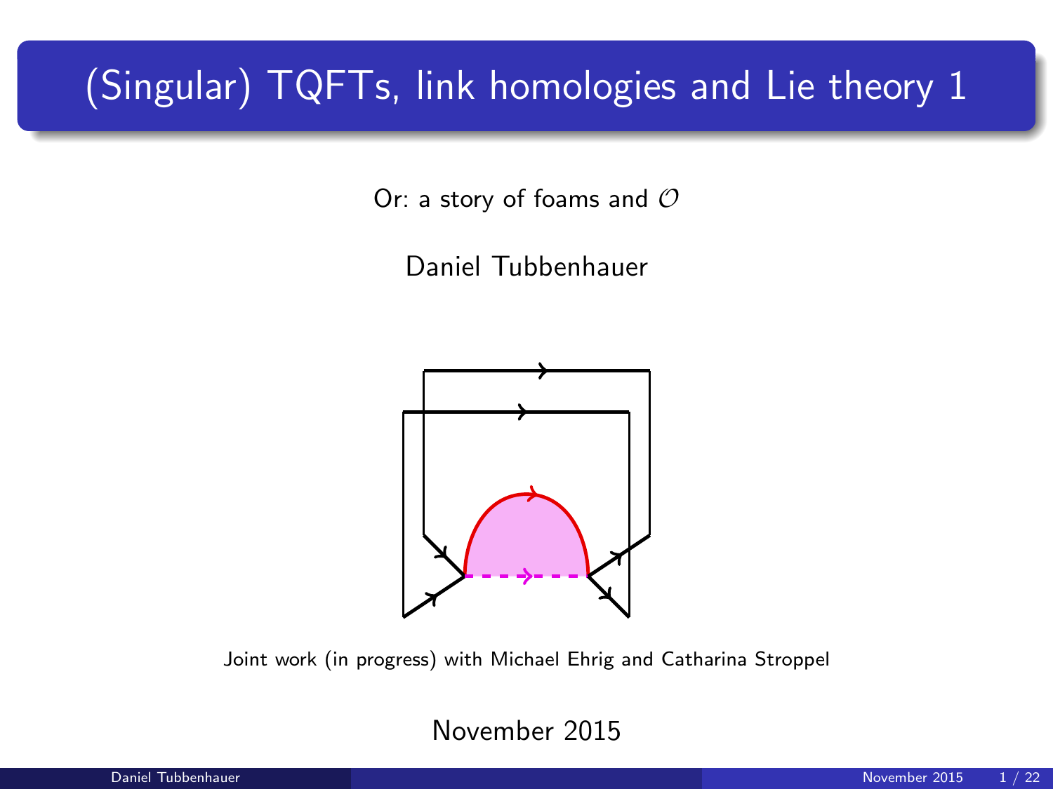# (Singular) TQFTs, link homologies and Lie theory 1

Or: a story of foams and $\mathcal{O}$

Daniel Tubbenhauer

Joint work (in progress) with Michael Ehrig and Catharina Stroppel

November 2015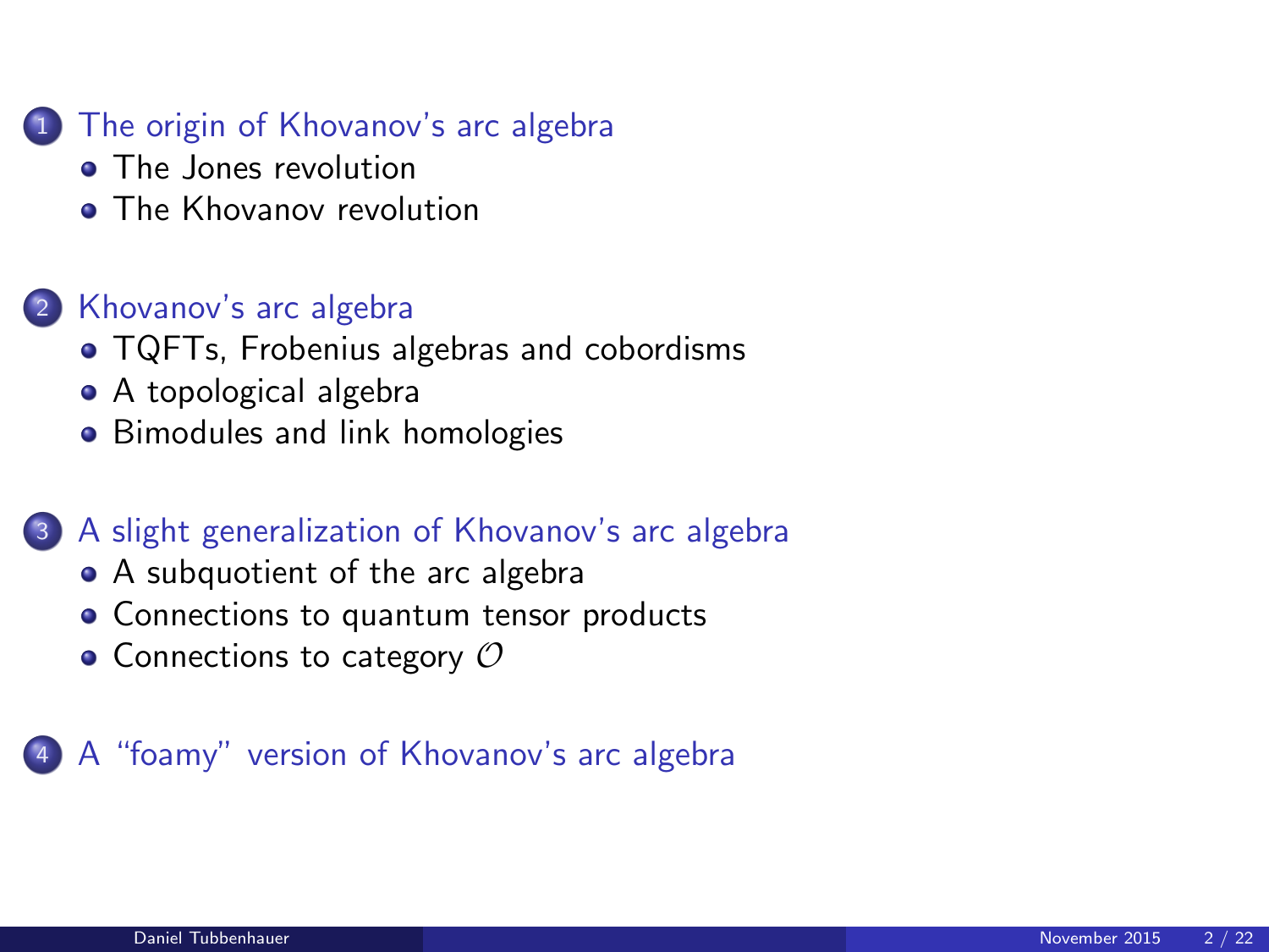1. The origin of Khovanov's arc algebra
   - The Jones revolution
   - The Khovanov revolution

2. Khovanov's arc algebra
   - TQFTs, Frobenius algebras and cobordisms
   - A topological algebra
   - Bimodules and link homologies

3. A slight generalization of Khovanov's arc algebra
   - A subquotient of the arc algebra
   - Connections to quantum tensor products
   - Connections to category $\mathcal{O}$

4. A "foamy" version of Khovanov's arc algebra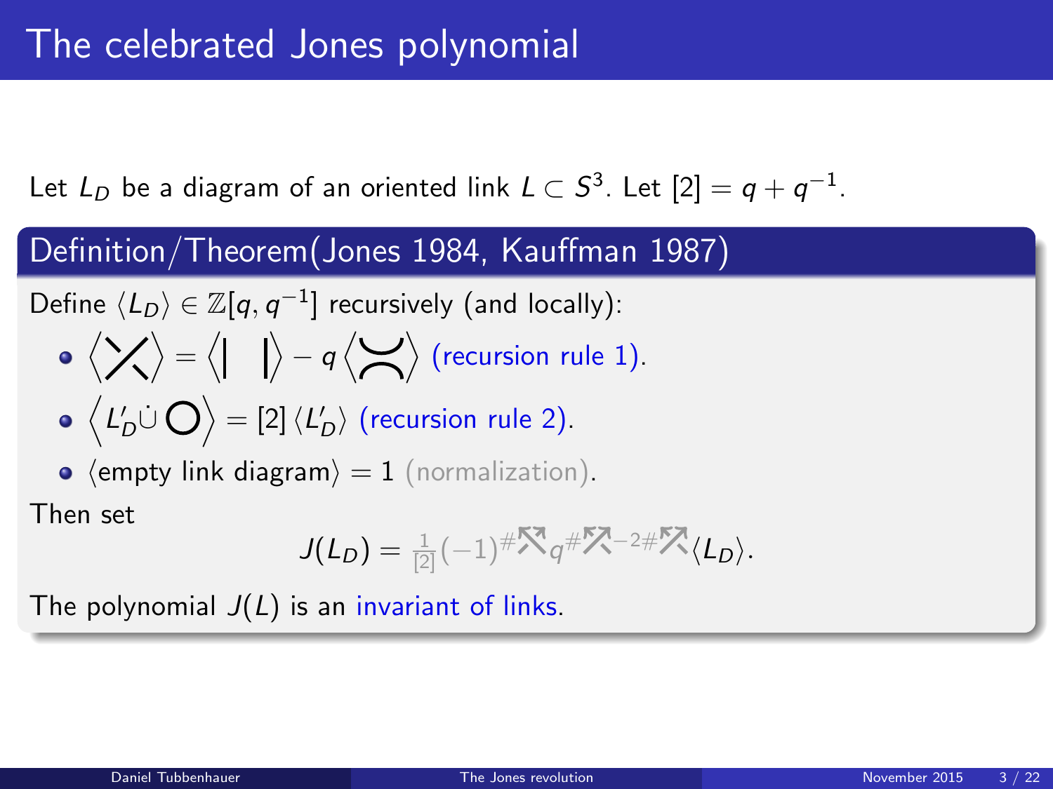# The celebrated Jones polynomial

Let $L_D$ be a diagram of an oriented link $L \subset S^3$. Let $[2] = q + q^{-1}$.

## Definition/Theorem(Jones 1984, Kauffman 1987)

Define $\langle L_D \rangle \in \mathbb{Z}[q, q^{-1}]$ recursively (and locally):

- $\langle \text{crossing} \rangle = \langle | \quad | \rangle - q \langle \asymp \rangle$ (recursion rule 1).
- $\langle L'_D \dot{\cup} \bigcirc \rangle = [2] \langle L'_D \rangle$ (recursion rule 2).
- $\langle \text{empty link diagram} \rangle = 1$ (normalization).

Then set

$$J(L_D) = \tfrac{1}{[2]}(-1)^{\#\text{neg}} q^{\#\text{pos} - 2\#\text{neg}} \langle L_D \rangle.$$

The polynomial $J(L)$ is an invariant of links.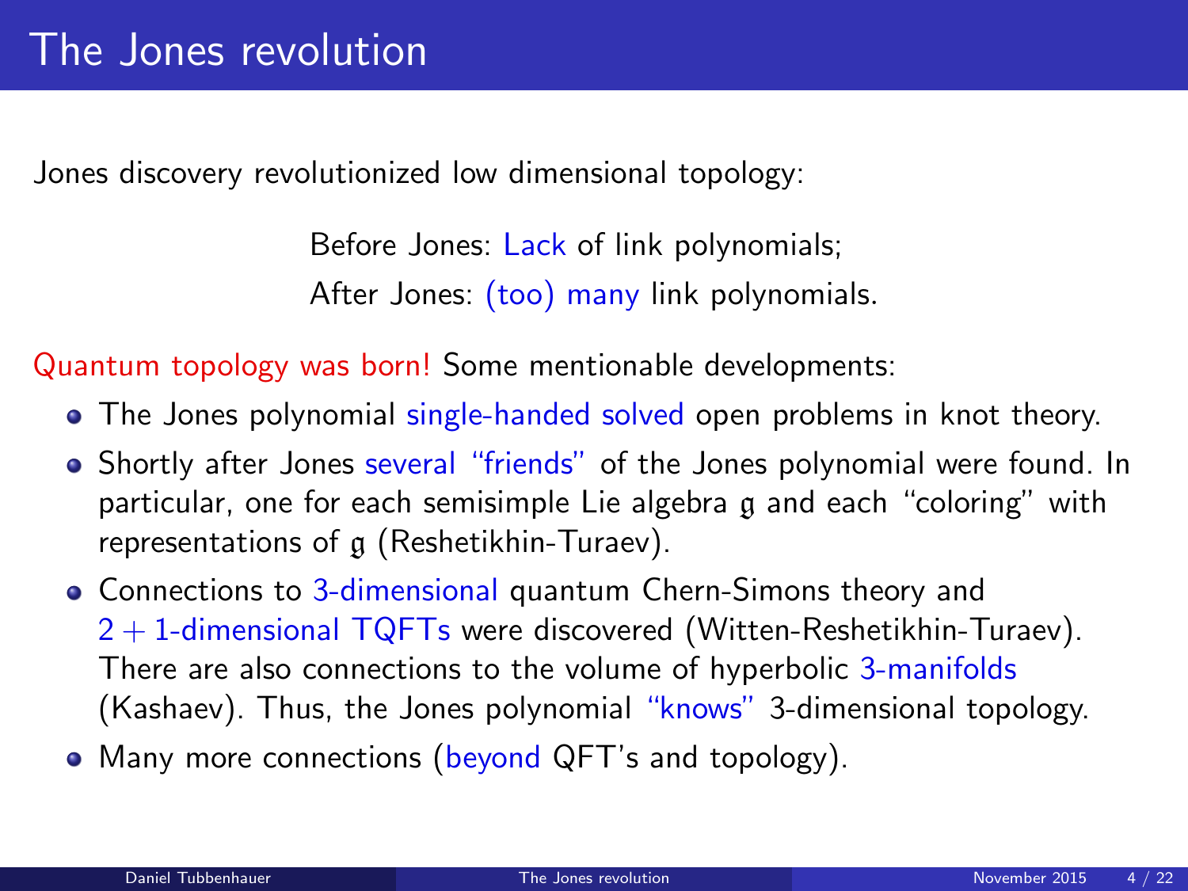# The Jones revolution

Jones discovery revolutionized low dimensional topology:

Before Jones: Lack of link polynomials;
After Jones: (too) many link polynomials.

Quantum topology was born! Some mentionable developments:

- The Jones polynomial single-handed solved open problems in knot theory.
- Shortly after Jones several "friends" of the Jones polynomial were found. In particular, one for each semisimple Lie algebra $\mathfrak{g}$ and each "coloring" with representations of $\mathfrak{g}$ (Reshetikhin-Turaev).
- Connections to 3-dimensional quantum Chern-Simons theory and $2+1$-dimensional TQFTs were discovered (Witten-Reshetikhin-Turaev). There are also connections to the volume of hyperbolic 3-manifolds (Kashaev). Thus, the Jones polynomial "knows" 3-dimensional topology.
- Many more connections (beyond QFT's and topology).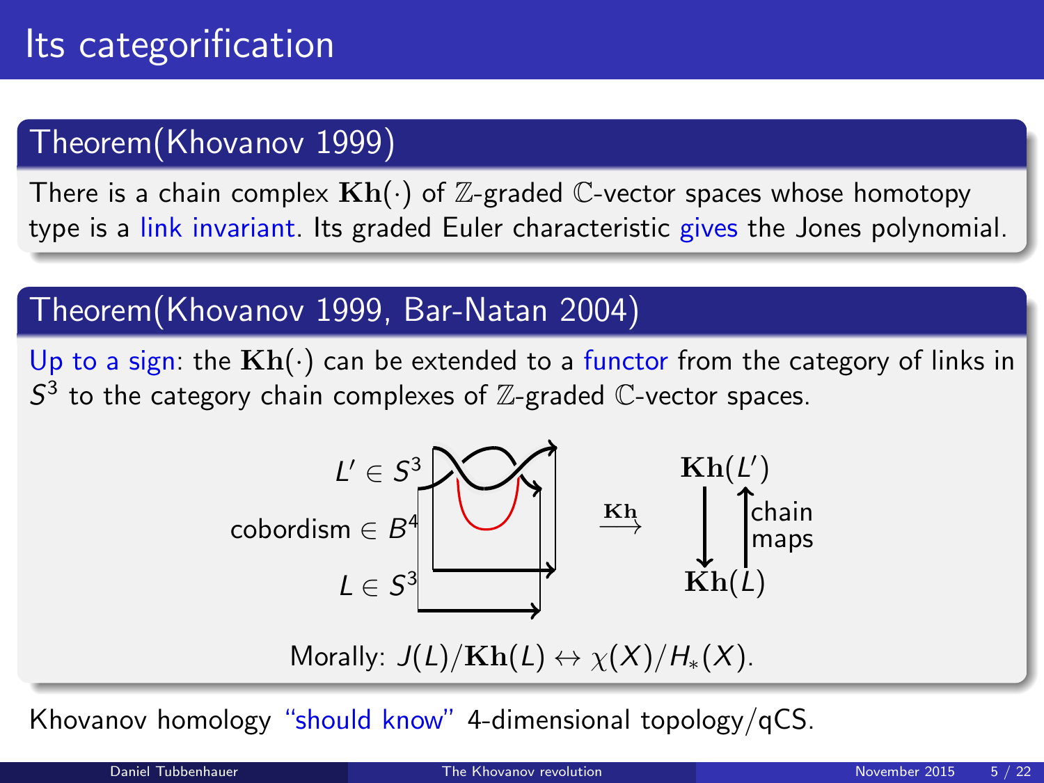# Its categorification

## Theorem(Khovanov 1999)

There is a chain complex $\mathbf{Kh}(\cdot)$ of $\mathbb{Z}$-graded $\mathbb{C}$-vector spaces whose homotopy type is a link invariant. Its graded Euler characteristic gives the Jones polynomial.

## Theorem(Khovanov 1999, Bar-Natan 2004)

Up to a sign: the $\mathbf{Kh}(\cdot)$ can be extended to a functor from the category of links in $S^3$ to the category chain complexes of $\mathbb{Z}$-graded $\mathbb{C}$-vector spaces.

$L' \in S^3$

cobordism $\in B^4$

$L \in S^3$

$\xrightarrow{\mathbf{Kh}}$

$\mathbf{Kh}(L')$

chain maps

$\mathbf{Kh}(L)$

Morally: $J(L)/\mathbf{Kh}(L) \leftrightarrow \chi(X)/H_*(X)$.

Khovanov homology "should know" 4-dimensional topology/qCS.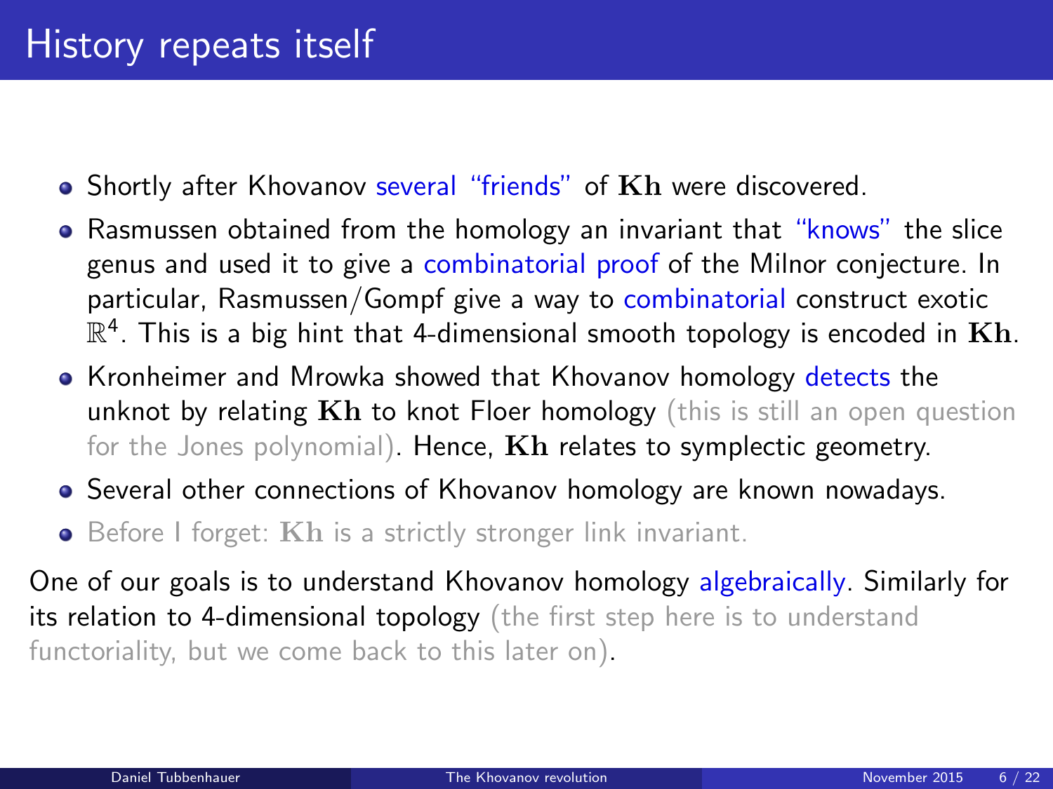# History repeats itself

- Shortly after Khovanov several "friends" of $\mathbf{Kh}$ were discovered.
- Rasmussen obtained from the homology an invariant that "knows" the slice genus and used it to give a combinatorial proof of the Milnor conjecture. In particular, Rasmussen/Gompf give a way to combinatorial construct exotic $\mathbb{R}^4$. This is a big hint that 4-dimensional smooth topology is encoded in $\mathbf{Kh}$.
- Kronheimer and Mrowka showed that Khovanov homology detects the unknot by relating $\mathbf{Kh}$ to knot Floer homology (this is still an open question for the Jones polynomial). Hence, $\mathbf{Kh}$ relates to symplectic geometry.
- Several other connections of Khovanov homology are known nowadays.
- Before I forget: $\mathbf{Kh}$ is a strictly stronger link invariant.

One of our goals is to understand Khovanov homology algebraically. Similarly for its relation to 4-dimensional topology (the first step here is to understand functoriality, but we come back to this later on).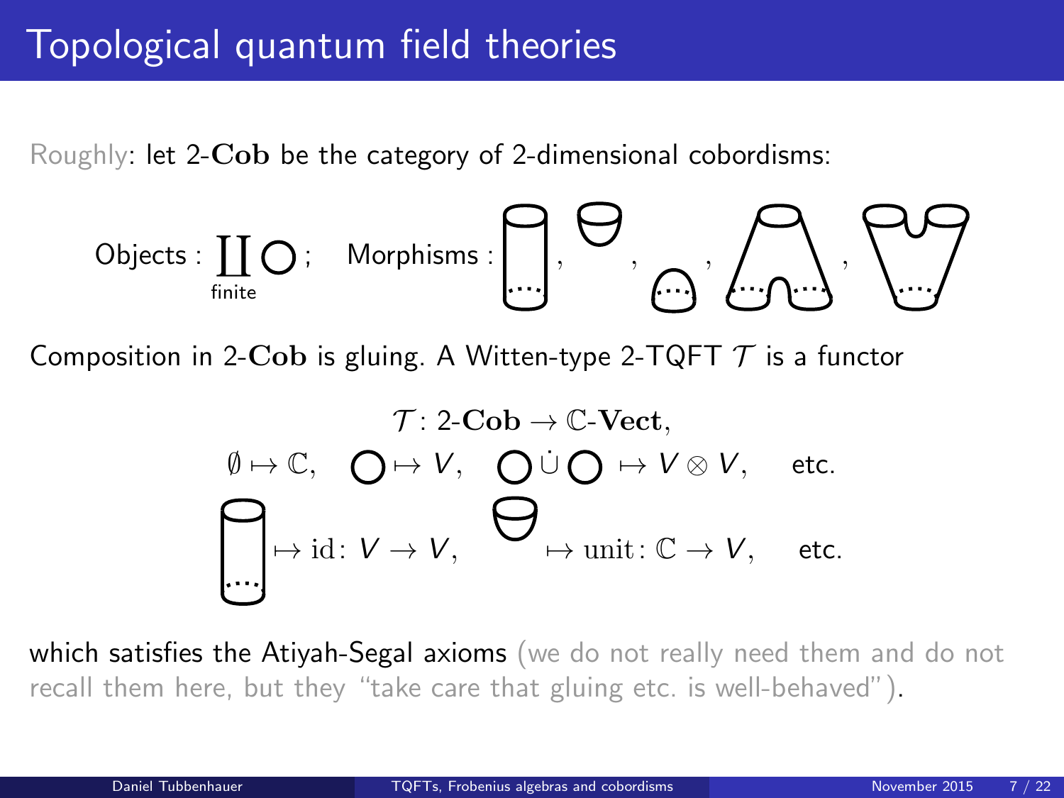# Topological quantum field theories

Roughly: let 2-**Cob** be the category of 2-dimensional cobordisms:

Objects : $\coprod_{\text{finite}} \bigcirc$ ; Morphisms : (cylinder), (cap), (cup), (pair of pants), (reversed pair of pants)

Composition in 2-**Cob** is gluing. A Witten-type 2-TQFT $\mathcal{T}$ is a functor

$$\mathcal{T}\colon 2\text{-}\mathbf{Cob} \to \mathbb{C}\text{-}\mathbf{Vect},$$

$$\emptyset \mapsto \mathbb{C}, \quad \bigcirc \mapsto V, \quad \bigcirc \dot{\cup} \bigcirc \mapsto V \otimes V, \quad \text{etc.}$$

$$\text{(cylinder)} \mapsto \mathrm{id}\colon V \to V, \quad \text{(cap)} \mapsto \mathrm{unit}\colon \mathbb{C} \to V, \quad \text{etc.}$$

which satisfies the Atiyah-Segal axioms (we do not really need them and do not recall them here, but they "take care that gluing etc. is well-behaved").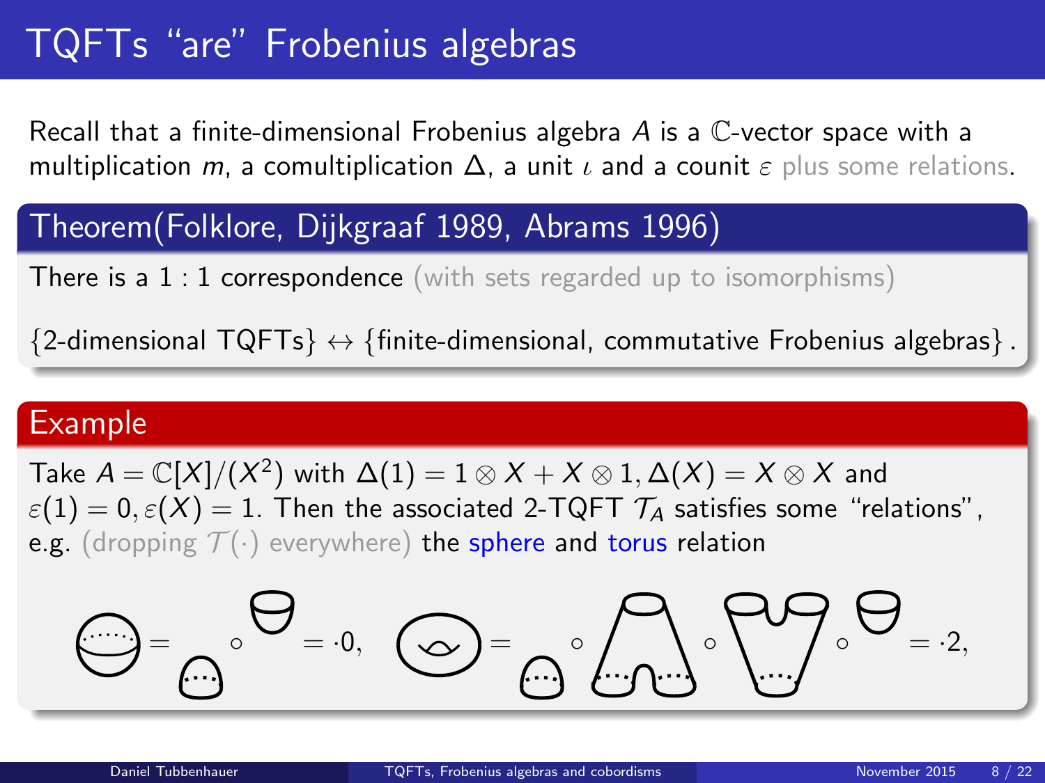# TQFTs "are" Frobenius algebras

Recall that a finite-dimensional Frobenius algebra $A$ is a $\mathbb{C}$-vector space with a multiplication $m$, a comultiplication $\Delta$, a unit $\iota$ and a counit $\varepsilon$ plus some relations.

### Theorem(Folklore, Dijkgraaf 1989, Abrams 1996)

There is a $1:1$ correspondence (with sets regarded up to isomorphisms)

$$\{\text{2-dimensional TQFTs}\} \leftrightarrow \{\text{finite-dimensional, commutative Frobenius algebras}\}.$$

### Example

Take $A = \mathbb{C}[X]/(X^2)$ with $\Delta(1) = 1 \otimes X + X \otimes 1, \Delta(X) = X \otimes X$ and $\varepsilon(1) = 0, \varepsilon(X) = 1$. Then the associated 2-TQFT $\mathcal{T}_A$ satisfies some "relations", e.g. (dropping $\mathcal{T}(\cdot)$ everywhere) the sphere and torus relation

$$= \circ = \cdot 0, \quad = \circ \circ \circ = \cdot 2,$$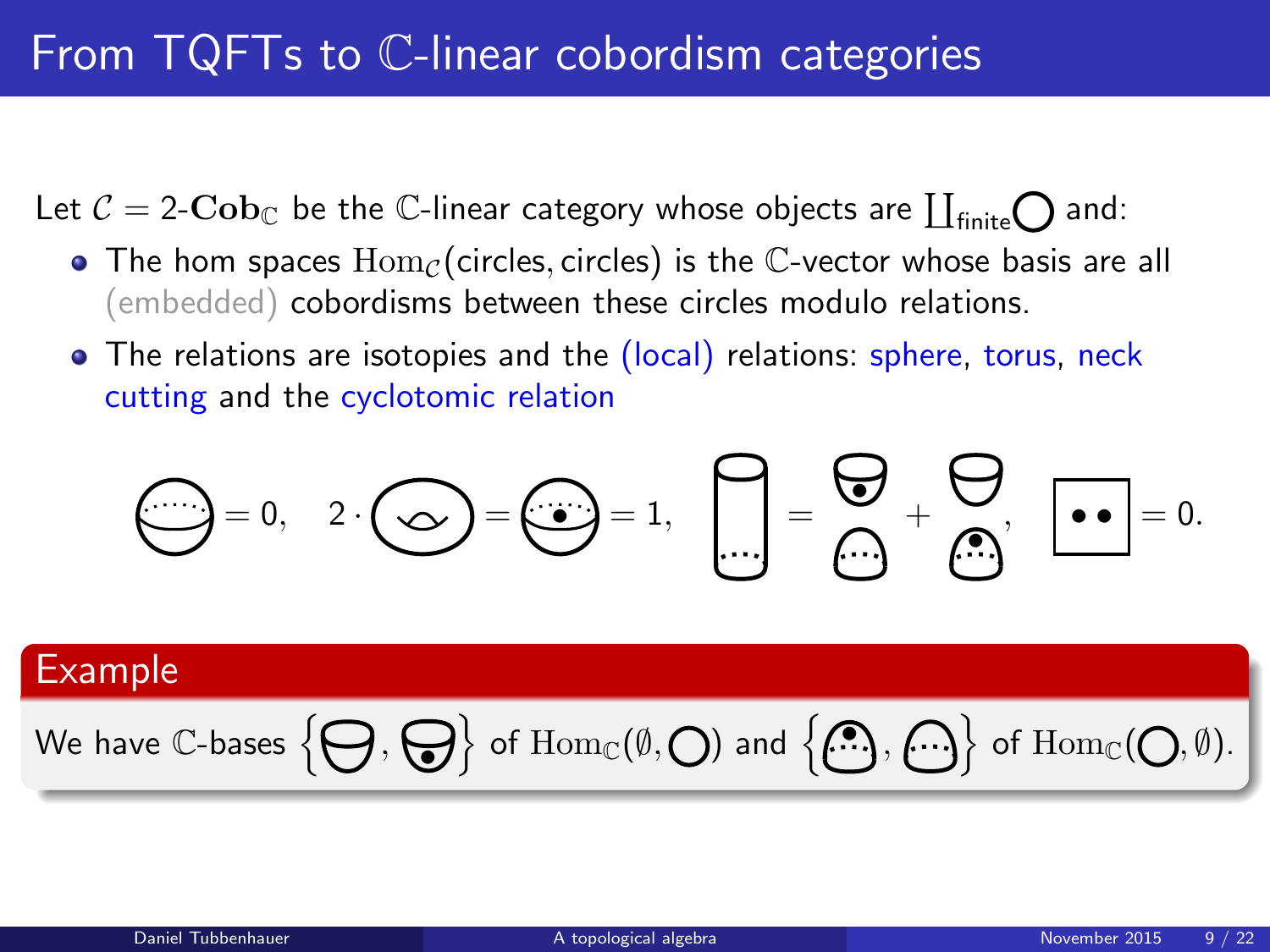# From TQFTs to $\mathbb{C}$-linear cobordism categories

Let $\mathcal{C} = 2\text{-}\mathbf{Cob}_{\mathbb{C}}$ be the $\mathbb{C}$-linear category whose objects are $\coprod_{\text{finite}} \bigcirc$ and:

- The hom spaces $\mathrm{Hom}_{\mathcal{C}}(\text{circles}, \text{circles})$ is the $\mathbb{C}$-vector whose basis are all (embedded) cobordisms between these circles modulo relations.
- The relations are isotopies and the (local) relations: sphere, torus, neck cutting and the cyclotomic relation

$$\text{(sphere)} = 0, \quad 2 \cdot \text{(torus)} = \text{(dotted sphere)} = 1, \quad \text{(cylinder)} = \text{(dotted cup)}\,\text{(cap)} + \text{(cup)}\,\text{(dotted cap)}, \quad \boxed{\bullet\bullet} = 0.$$

## Example

We have $\mathbb{C}$-bases $\{\text{cup}, \text{dotted cup}\}$ of $\mathrm{Hom}_{\mathbb{C}}(\emptyset, \bigcirc)$ and $\{\text{dotted cap}, \text{cap}\}$ of $\mathrm{Hom}_{\mathbb{C}}(\bigcirc, \emptyset)$.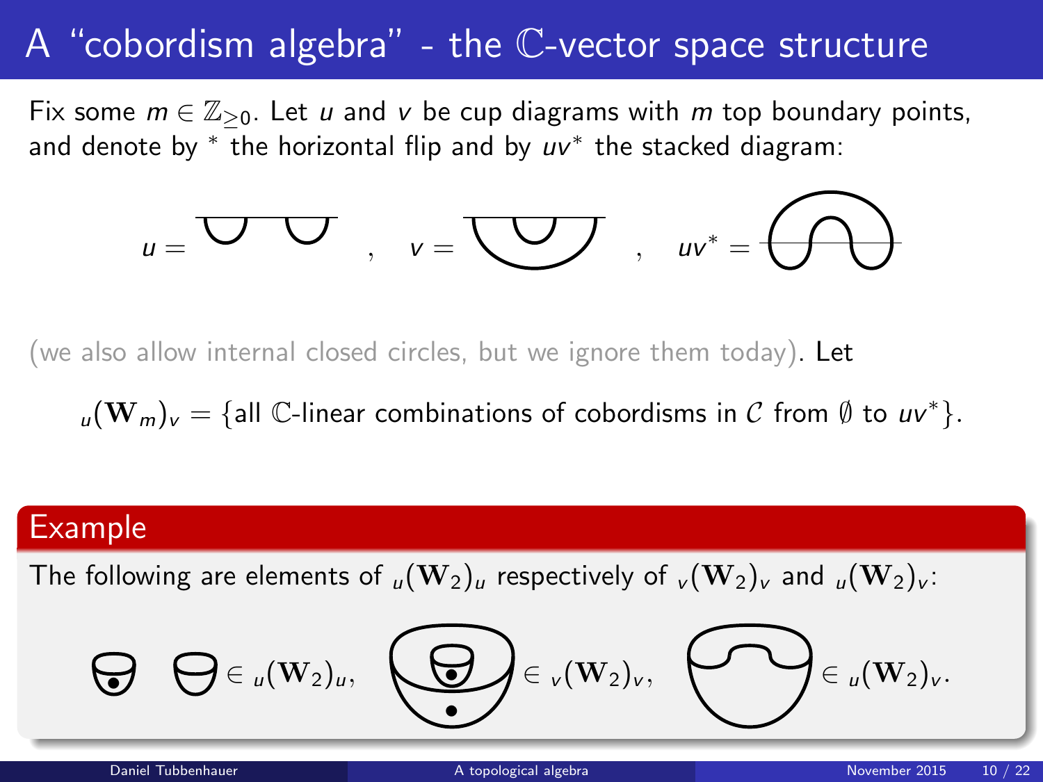# A "cobordism algebra" - the $\mathbb{C}$-vector space structure

Fix some $m \in \mathbb{Z}_{\geq 0}$. Let $u$ and $v$ be cup diagrams with $m$ top boundary points, and denote by $^*$ the horizontal flip and by $uv^*$ the stacked diagram:

$u =$ , $v =$ , $uv^* =$

(we also allow internal closed circles, but we ignore them today). Let

$${}_u(\mathbf{W}_m)_v = \{\text{all } \mathbb{C}\text{-linear combinations of cobordisms in } \mathcal{C} \text{ from } \emptyset \text{ to } uv^*\}.$$

## Example

The following are elements of ${}_u(\mathbf{W}_2)_u$ respectively of ${}_v(\mathbf{W}_2)_v$ and ${}_u(\mathbf{W}_2)_v$:

$\in {}_u(\mathbf{W}_2)_u$, $\in {}_v(\mathbf{W}_2)_v$, $\in {}_u(\mathbf{W}_2)_v$.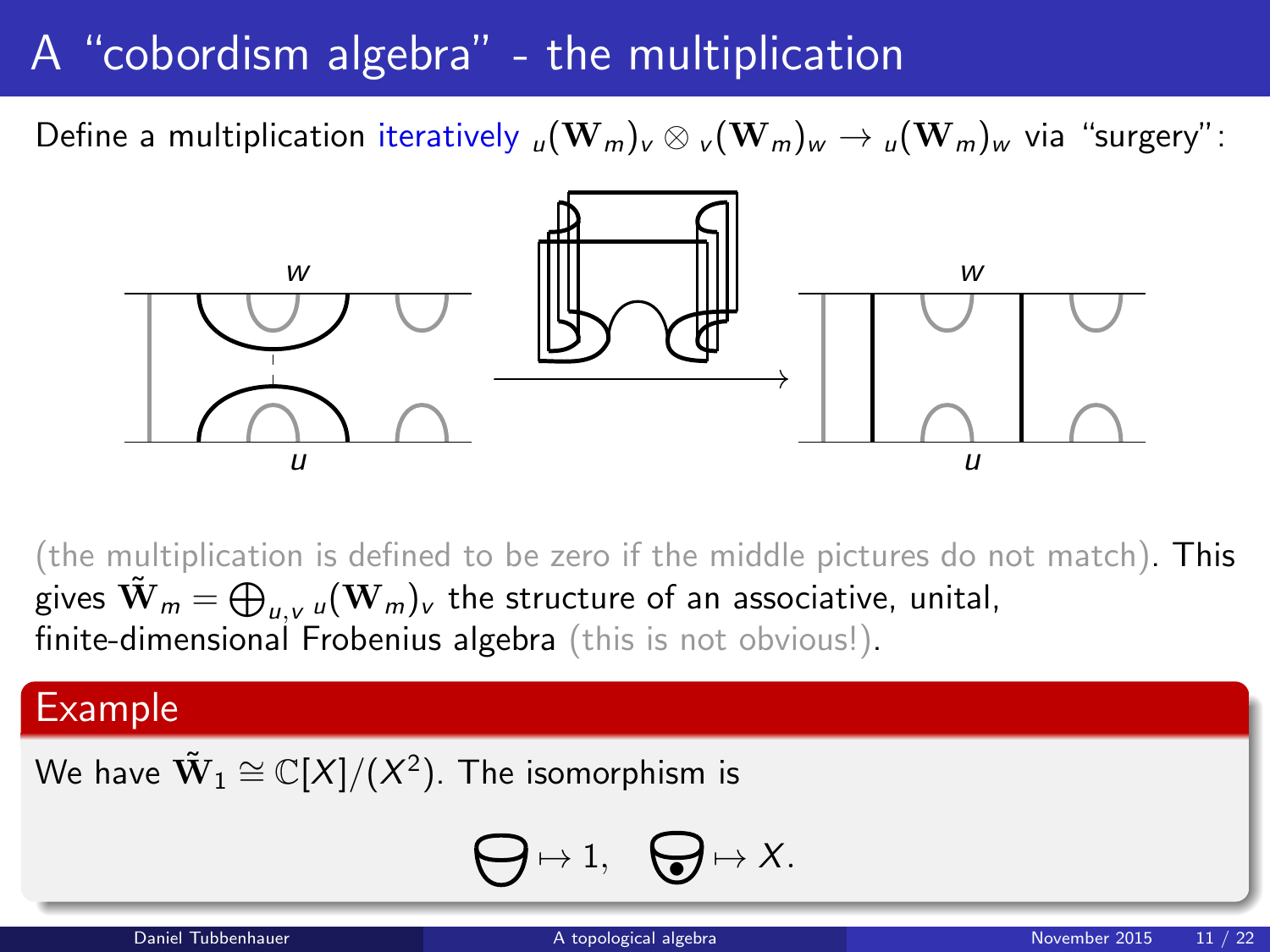# A "cobordism algebra" - the multiplication

Define a multiplication iteratively ${}_u(\mathbf{W}_m)_v \otimes {}_v(\mathbf{W}_m)_w \to {}_u(\mathbf{W}_m)_w$ via "surgery":

(the multiplication is defined to be zero if the middle pictures do not match). This gives $\tilde{\mathbf{W}}_m = \bigoplus_{u,v} {}_u(\mathbf{W}_m)_v$ the structure of an associative, unital, finite-dimensional Frobenius algebra (this is not obvious!).

## Example

We have $\tilde{\mathbf{W}}_1 \cong \mathbb{C}[X]/(X^2)$. The isomorphism is

$$\mapsto 1, \quad \mapsto X.$$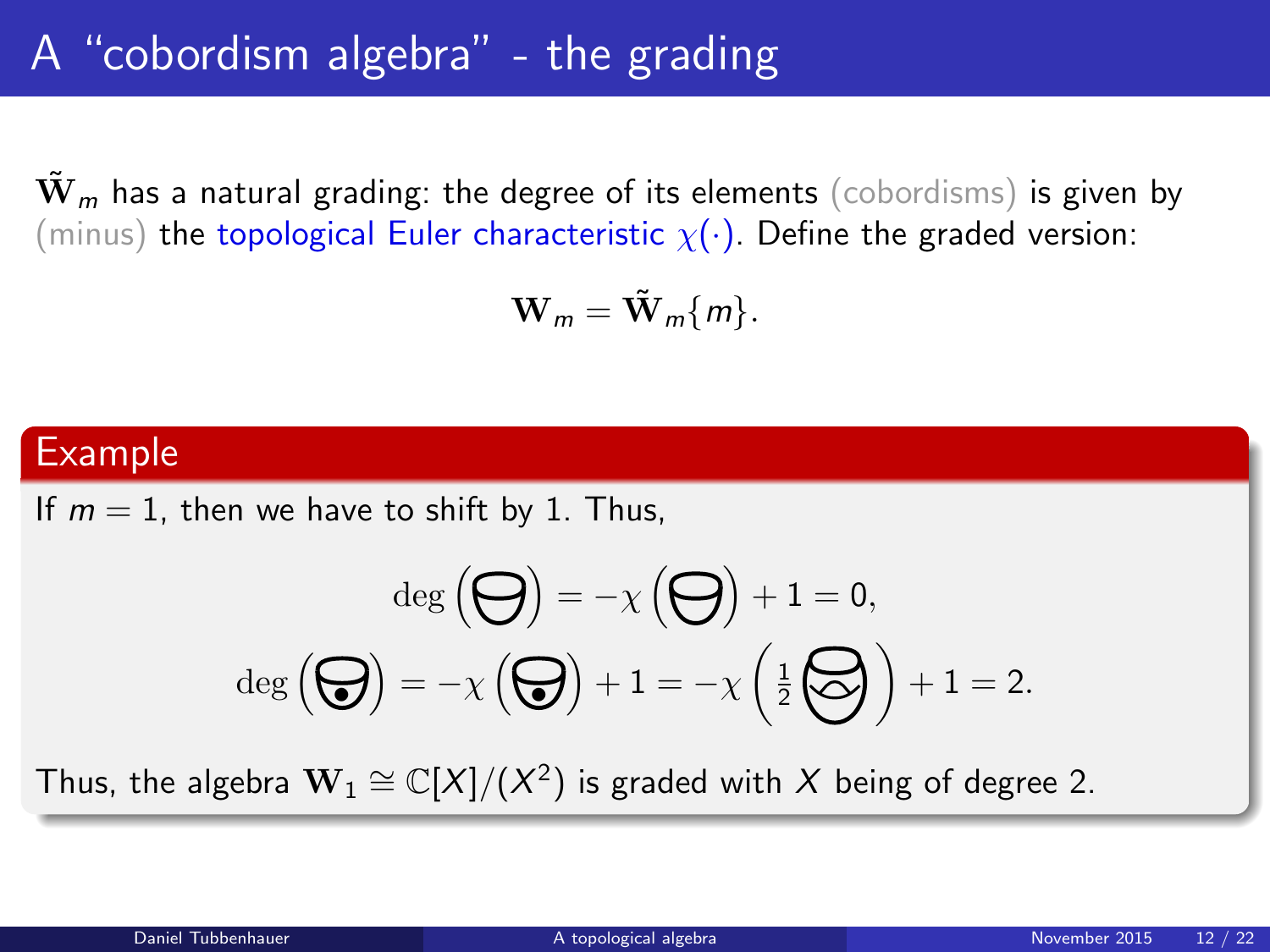# A "cobordism algebra" - the grading

$\tilde{\mathbf{W}}_m$ has a natural grading: the degree of its elements (cobordisms) is given by (minus) the topological Euler characteristic $\chi(\cdot)$. Define the graded version:

$$\mathbf{W}_m = \tilde{\mathbf{W}}_m\{m\}.$$

## Example

If $m = 1$, then we have to shift by 1. Thus,

$$\deg\left(\bigcirc\right) = -\chi\left(\bigcirc\right) + 1 = 0,$$

$$\deg\left(\bullet\right) = -\chi\left(\bullet\right) + 1 = -\chi\left(\tfrac{1}{2}\bigcirc\right) + 1 = 2.$$

Thus, the algebra $\mathbf{W}_1 \cong \mathbb{C}[X]/(X^2)$ is graded with $X$ being of degree 2.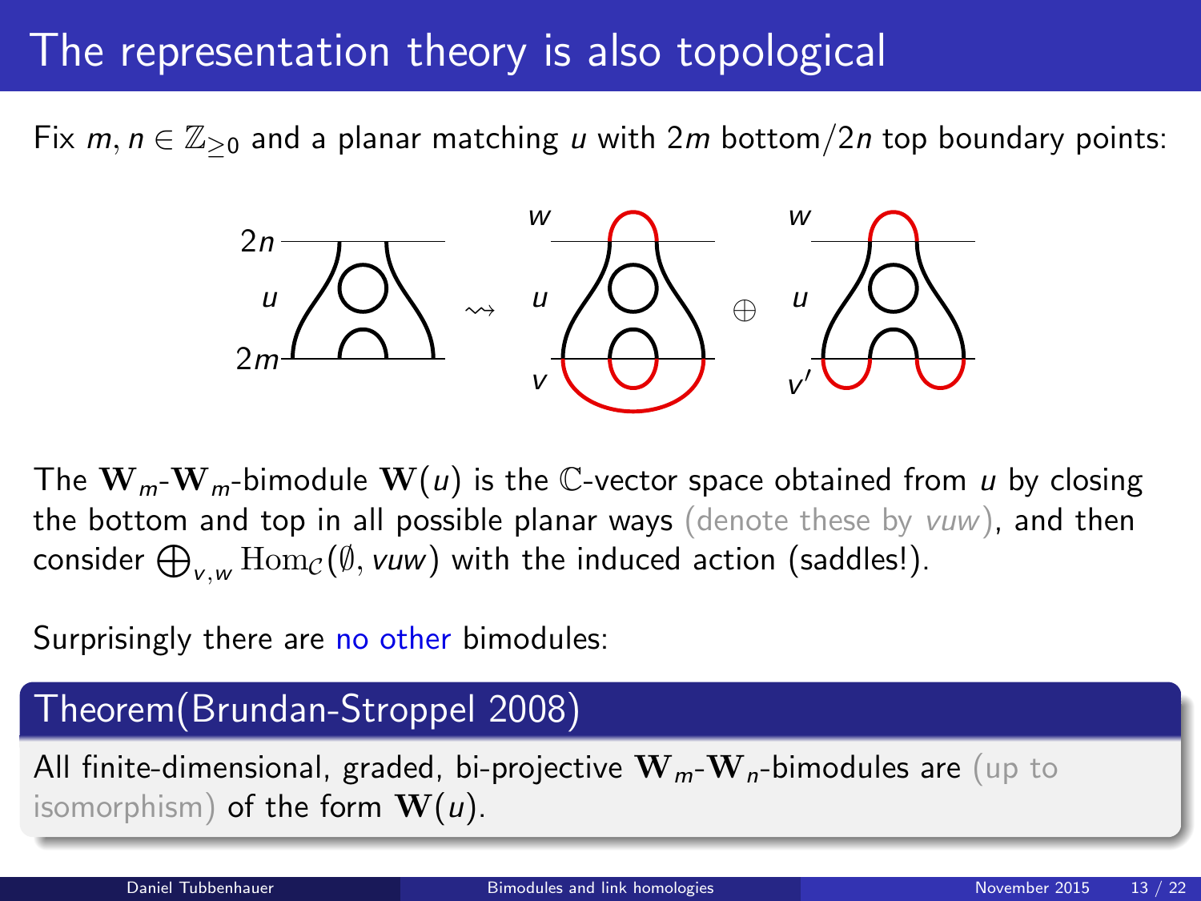# The representation theory is also topological

Fix $m, n \in \mathbb{Z}_{\geq 0}$ and a planar matching $u$ with $2m$ bottom/$2n$ top boundary points:

The $\mathbf{W}_m$-$\mathbf{W}_m$-bimodule $\mathbf{W}(u)$ is the $\mathbb{C}$-vector space obtained from $u$ by closing the bottom and top in all possible planar ways (denote these by $vuw$), and then consider $\bigoplus_{v,w} \mathrm{Hom}_{\mathcal{C}}(\emptyset, vuw)$ with the induced action (saddles!).

Surprisingly there are no other bimodules:

**Theorem(Brundan-Stroppel 2008)**

All finite-dimensional, graded, bi-projective $\mathbf{W}_m$-$\mathbf{W}_n$-bimodules are (up to isomorphism) of the form $\mathbf{W}(u)$.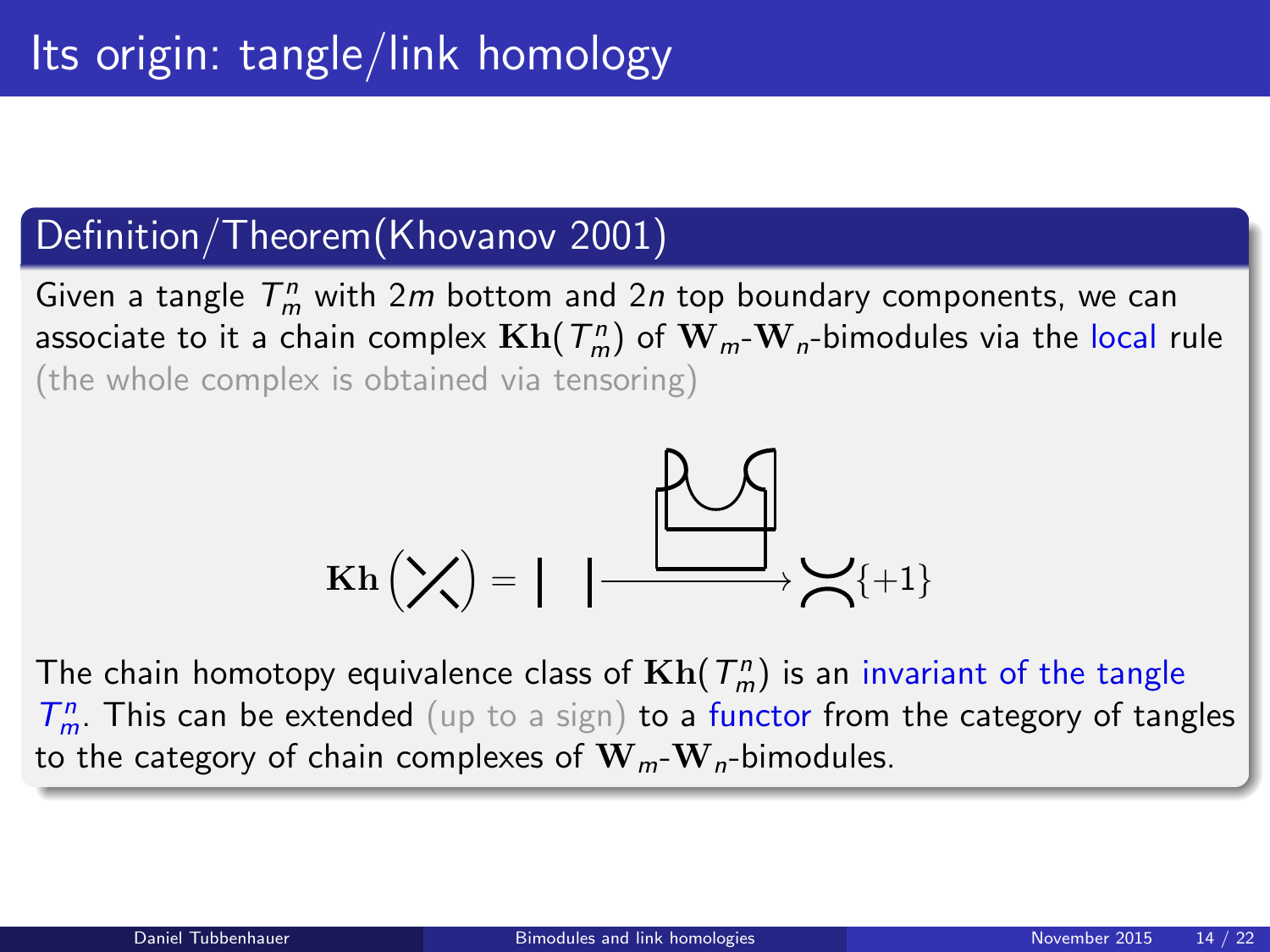# Its origin: tangle/link homology

## Definition/Theorem(Khovanov 2001)

Given a tangle $T_m^n$ with $2m$ bottom and $2n$ top boundary components, we can associate to it a chain complex $\mathbf{Kh}(T_m^n)$ of $\mathbf{W}_m$-$\mathbf{W}_n$-bimodules via the local rule (the whole complex is obtained via tensoring)

$$\mathbf{Kh}\left(\times\right) = | \ \ | \longrightarrow \asymp\{+1\}$$

The chain homotopy equivalence class of $\mathbf{Kh}(T_m^n)$ is an invariant of the tangle $T_m^n$. This can be extended (up to a sign) to a functor from the category of tangles to the category of chain complexes of $\mathbf{W}_m$-$\mathbf{W}_n$-bimodules.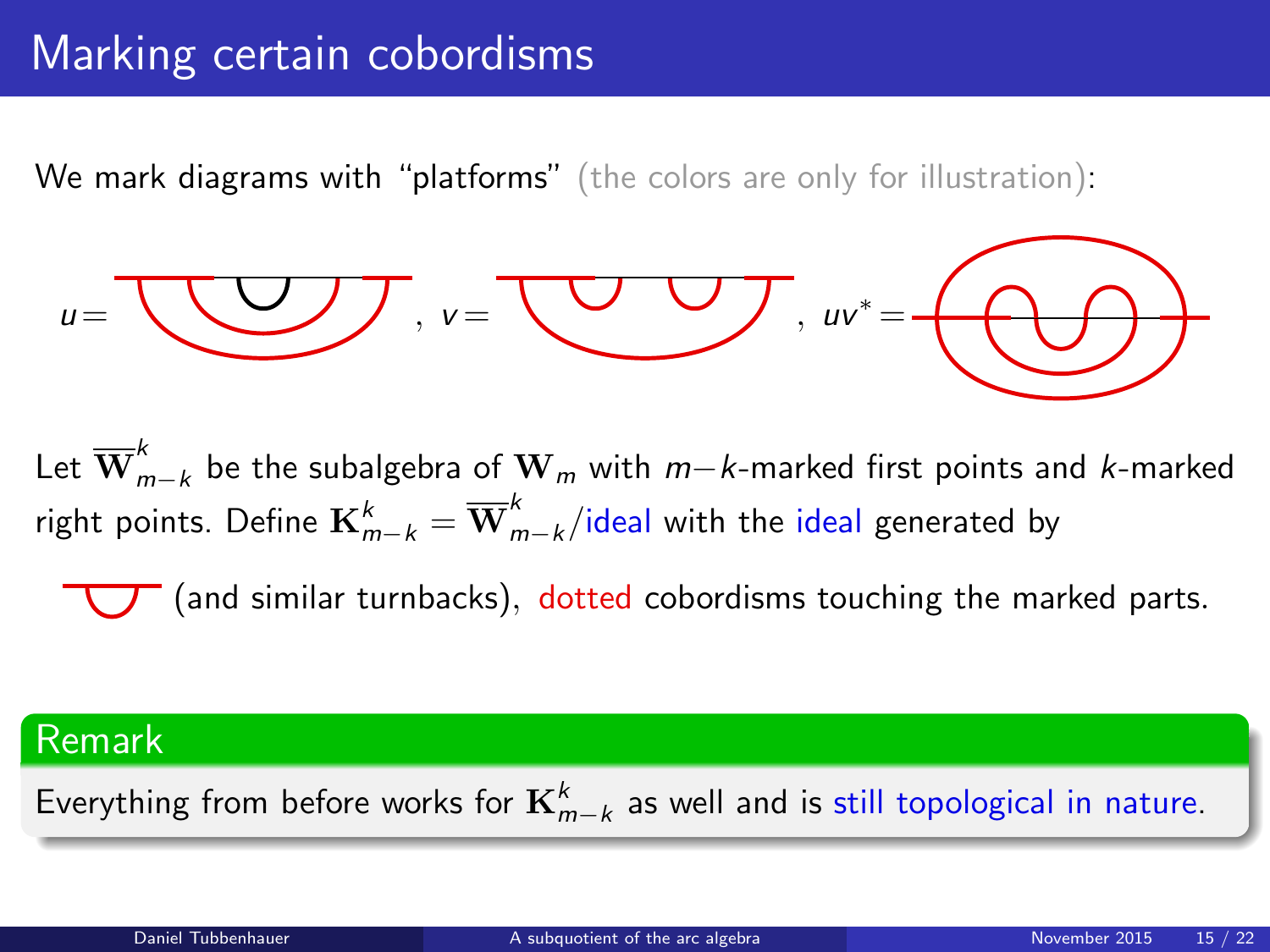# Marking certain cobordisms

We mark diagrams with "platforms" (the colors are only for illustration):

$u =$ , $v =$ , $uv^* =$

Let $\overline{\mathbf{W}}^k_{m-k}$ be the subalgebra of $\mathbf{W}_m$ with $m-k$-marked first points and $k$-marked right points. Define $\mathbf{K}^k_{m-k} = \overline{\mathbf{W}}^k_{m-k}/\text{ideal}$ with the ideal generated by

(and similar turnbacks), dotted cobordisms touching the marked parts.

**Remark**

Everything from before works for $\mathbf{K}^k_{m-k}$ as well and is still topological in nature.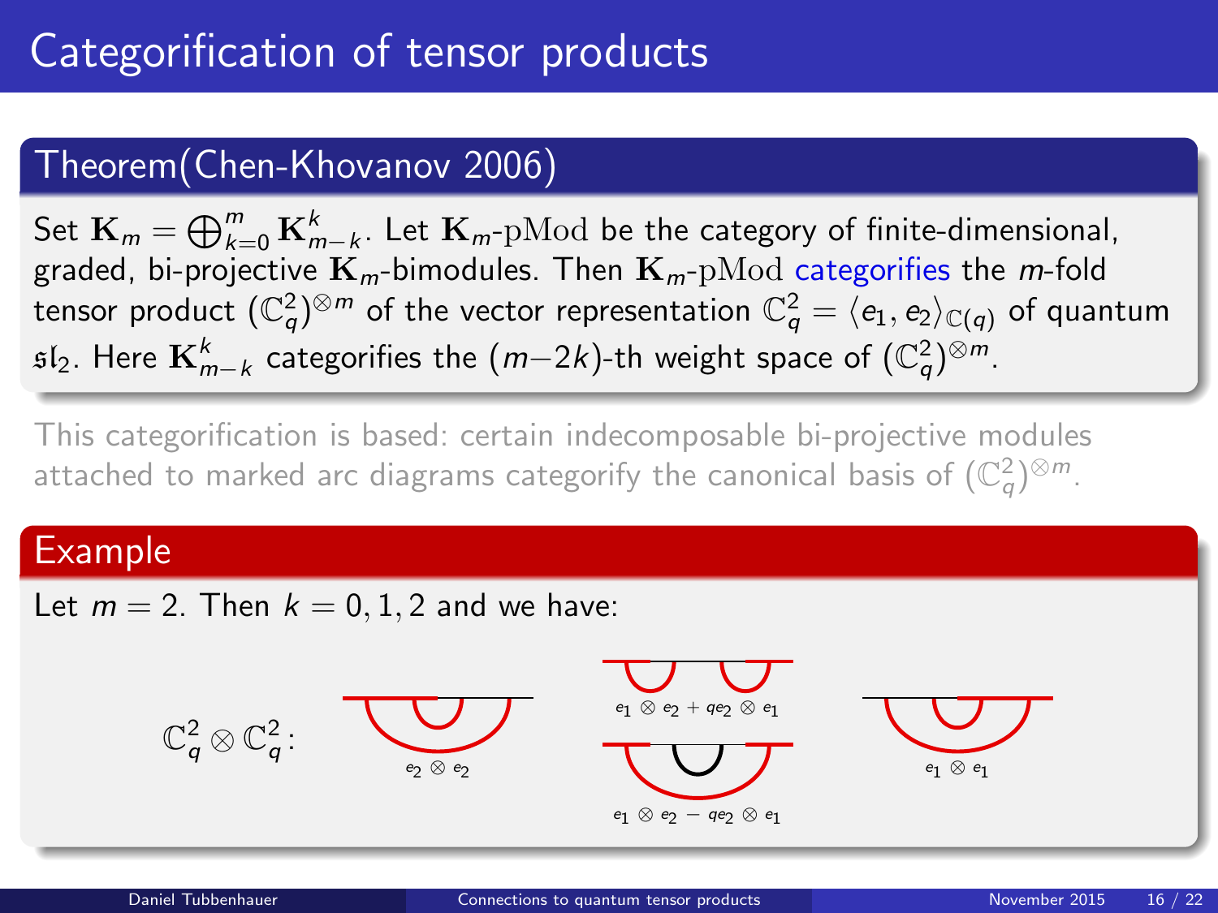# Categorification of tensor products

## Theorem(Chen-Khovanov 2006)

Set $\mathbf{K}_m = \bigoplus_{k=0}^{m} \mathbf{K}_{m-k}^{k}$. Let $\mathbf{K}_m$-$\mathrm{pMod}$ be the category of finite-dimensional, graded, bi-projective $\mathbf{K}_m$-bimodules. Then $\mathbf{K}_m$-$\mathrm{pMod}$ categorifies the $m$-fold tensor product $(\mathbb{C}_q^2)^{\otimes m}$ of the vector representation $\mathbb{C}_q^2 = \langle e_1, e_2 \rangle_{\mathbb{C}(q)}$ of quantum $\mathfrak{sl}_2$. Here $\mathbf{K}_{m-k}^{k}$ categorifies the $(m-2k)$-th weight space of $(\mathbb{C}_q^2)^{\otimes m}$.

This categorification is based: certain indecomposable bi-projective modules attached to marked arc diagrams categorify the canonical basis of $(\mathbb{C}_q^2)^{\otimes m}$.

## Example

Let $m = 2$. Then $k = 0, 1, 2$ and we have:

$\mathbb{C}_q^2 \otimes \mathbb{C}_q^2$:

$e_2 \otimes e_2$

$e_1 \otimes e_2 + q e_2 \otimes e_1$

$e_1 \otimes e_2 - q e_2 \otimes e_1$

$e_1 \otimes e_1$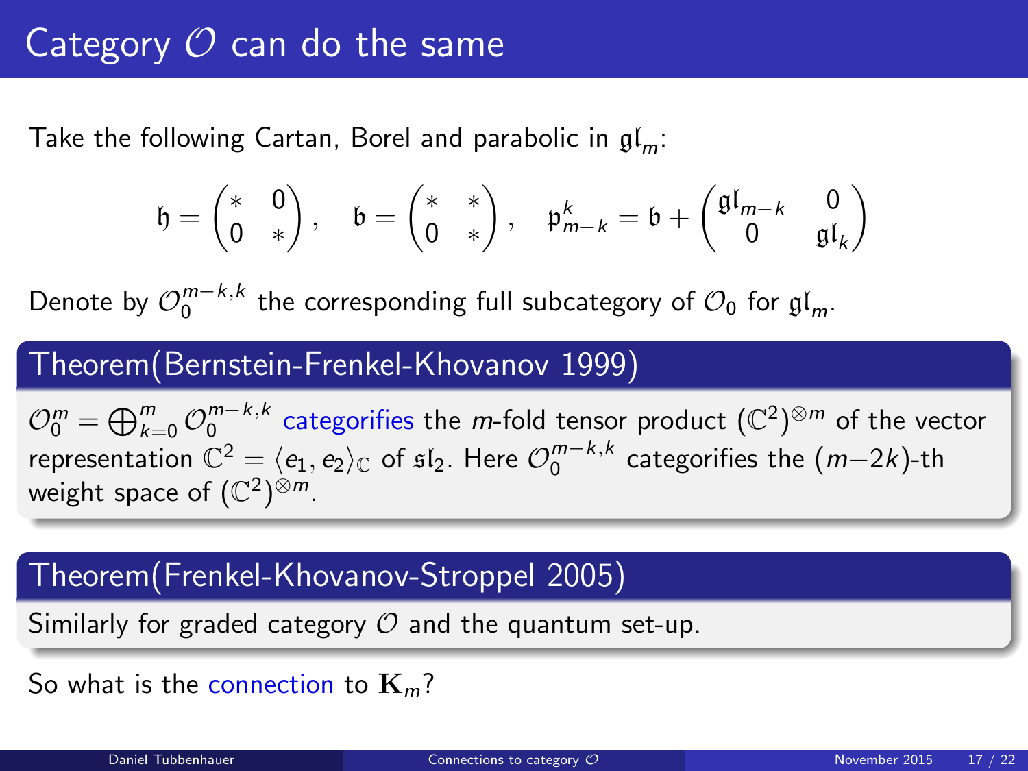# Category $\mathcal{O}$ can do the same

Take the following Cartan, Borel and parabolic in $\mathfrak{gl}_m$:

$$\mathfrak{h} = \begin{pmatrix} * & 0 \\ 0 & * \end{pmatrix}, \quad \mathfrak{b} = \begin{pmatrix} * & * \\ 0 & * \end{pmatrix}, \quad \mathfrak{p}^k_{m-k} = \mathfrak{b} + \begin{pmatrix} \mathfrak{gl}_{m-k} & 0 \\ 0 & \mathfrak{gl}_k \end{pmatrix}$$

Denote by $\mathcal{O}_0^{m-k,k}$ the corresponding full subcategory of $\mathcal{O}_0$ for $\mathfrak{gl}_m$.

### Theorem(Bernstein-Frenkel-Khovanov 1999)

$\mathcal{O}_0^m = \bigoplus_{k=0}^m \mathcal{O}_0^{m-k,k}$ categorifies the $m$-fold tensor product $(\mathbb{C}^2)^{\otimes m}$ of the vector representation $\mathbb{C}^2 = \langle e_1, e_2 \rangle_{\mathbb{C}}$ of $\mathfrak{sl}_2$. Here $\mathcal{O}_0^{m-k,k}$ categorifies the $(m-2k)$-th weight space of $(\mathbb{C}^2)^{\otimes m}$.

### Theorem(Frenkel-Khovanov-Stroppel 2005)

Similarly for graded category $\mathcal{O}$ and the quantum set-up.

So what is the connection to $\mathbf{K}_m$?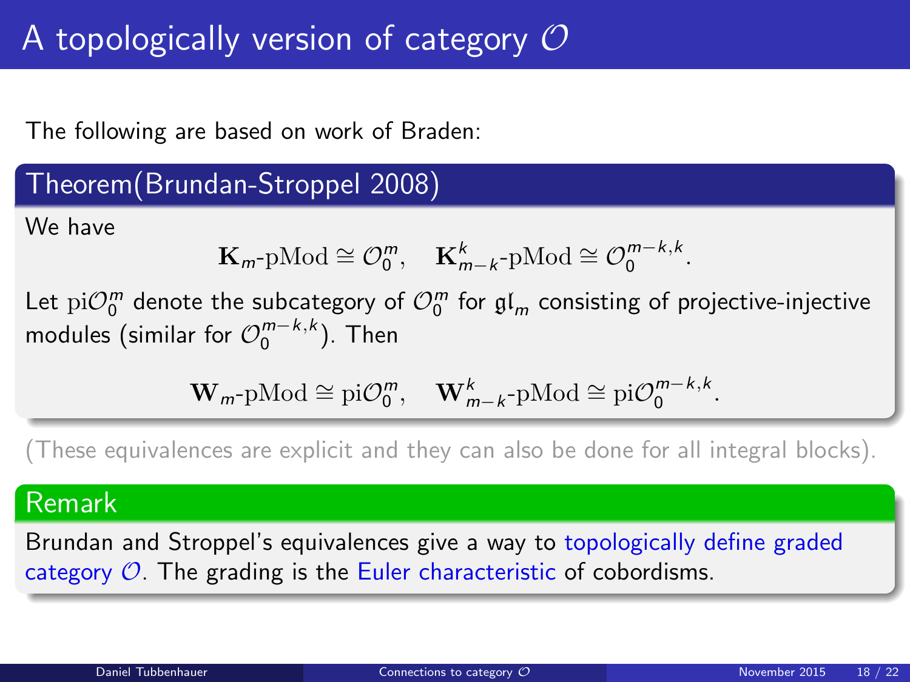# A topologically version of category $\mathcal{O}$

The following are based on work of Braden:

**Theorem(Brundan-Stroppel 2008)**

We have

$$\mathbf{K}_m\text{-pMod} \cong \mathcal{O}_0^m, \quad \mathbf{K}_{m-k}^k\text{-pMod} \cong \mathcal{O}_0^{m-k,k}.$$

Let $\mathrm{pi}\mathcal{O}_0^m$ denote the subcategory of $\mathcal{O}_0^m$ for $\mathfrak{gl}_m$ consisting of projective-injective modules (similar for $\mathcal{O}_0^{m-k,k}$). Then

$$\mathbf{W}_m\text{-pMod} \cong \mathrm{pi}\mathcal{O}_0^m, \quad \mathbf{W}_{m-k}^k\text{-pMod} \cong \mathrm{pi}\mathcal{O}_0^{m-k,k}.$$

(These equivalences are explicit and they can also be done for all integral blocks).

**Remark**

Brundan and Stroppel's equivalences give a way to topologically define graded category $\mathcal{O}$. The grading is the Euler characteristic of cobordisms.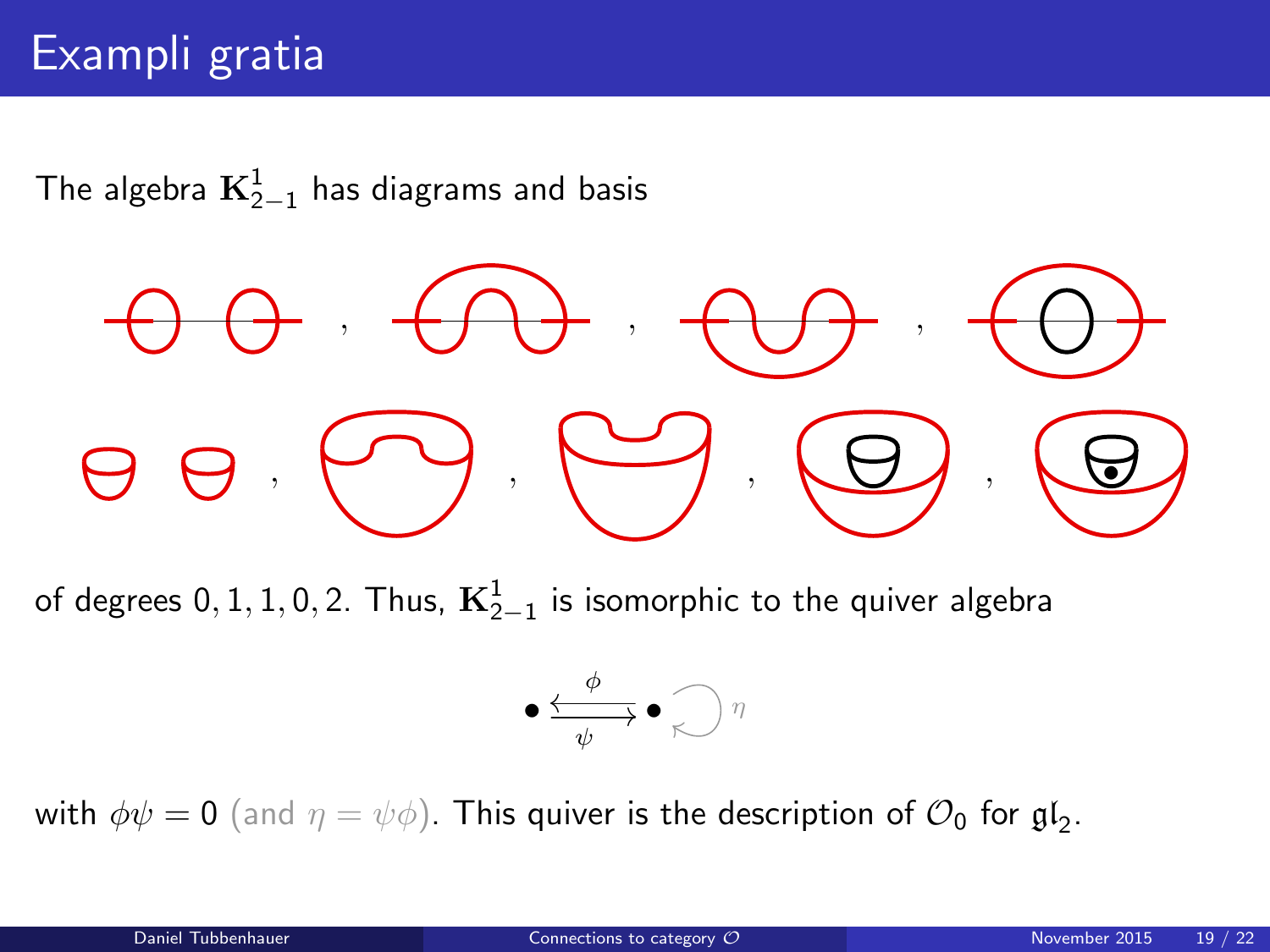# Exampli gratia

The algebra $\mathbf{K}^1_{2-1}$ has diagrams and basis

of degrees $0, 1, 1, 0, 2$. Thus, $\mathbf{K}^1_{2-1}$ is isomorphic to the quiver algebra

$$\bullet \underset{\psi}{\overset{\phi}{\leftrightarrows}} \bullet \circlearrowleft \eta$$

with $\phi\psi = 0$ (and $\eta = \psi\phi$). This quiver is the description of $\mathcal{O}_0$ for $\mathfrak{gl}_2$.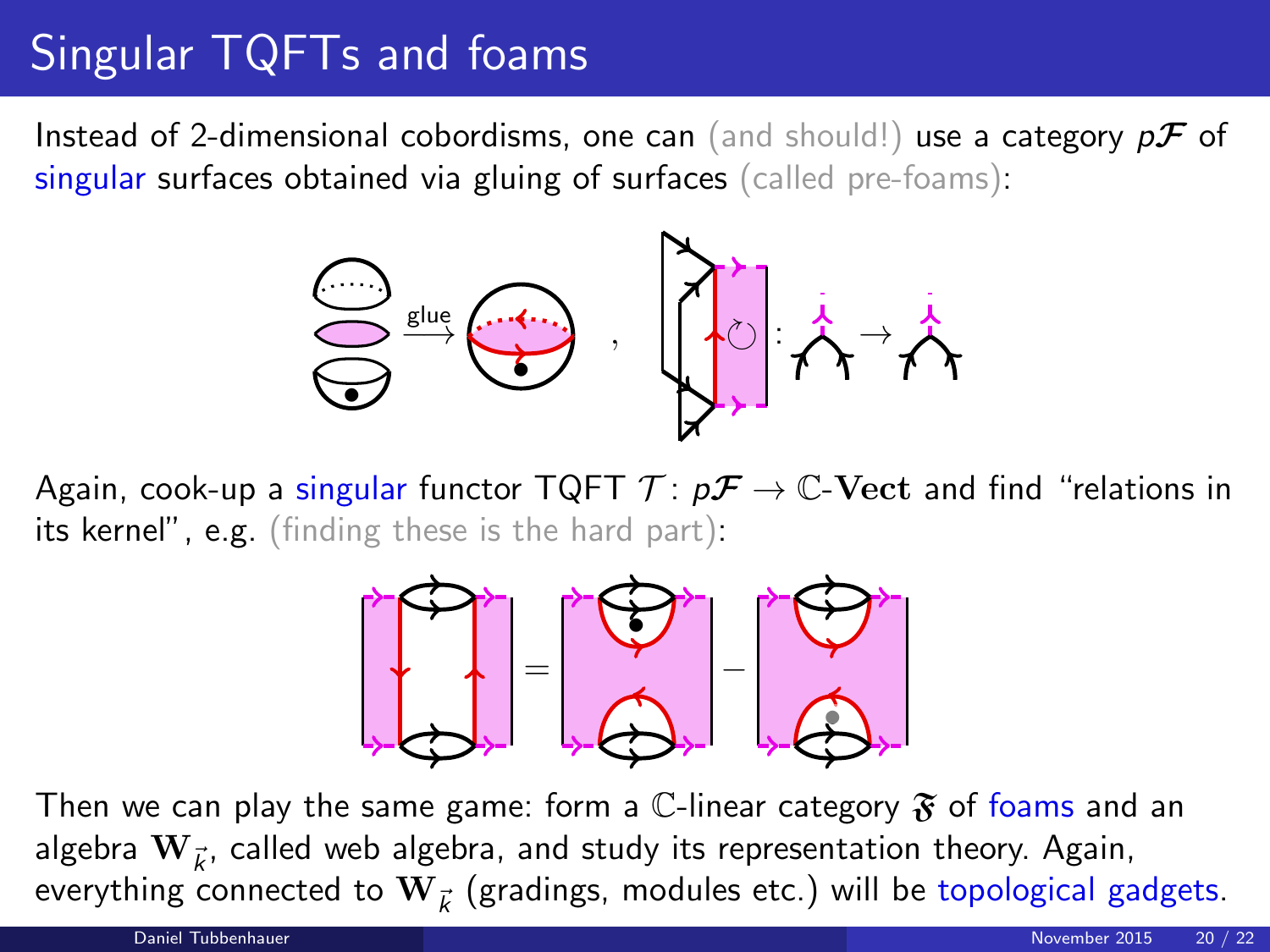# Singular TQFTs and foams

Instead of 2-dimensional cobordisms, one can (and should!) use a category $p\mathcal{F}$ of singular surfaces obtained via gluing of surfaces (called pre-foams):

Again, cook-up a singular functor TQFT $\mathcal{T}\colon p\mathcal{F} \to \mathbb{C}\text{-}\mathbf{Vect}$ and find "relations in its kernel", e.g. (finding these is the hard part):

Then we can play the same game: form a $\mathbb{C}$-linear category $\mathfrak{F}$ of foams and an algebra $\mathbf{W}_{\vec{k}}$, called web algebra, and study its representation theory. Again, everything connected to $\mathbf{W}_{\vec{k}}$ (gradings, modules etc.) will be topological gadgets.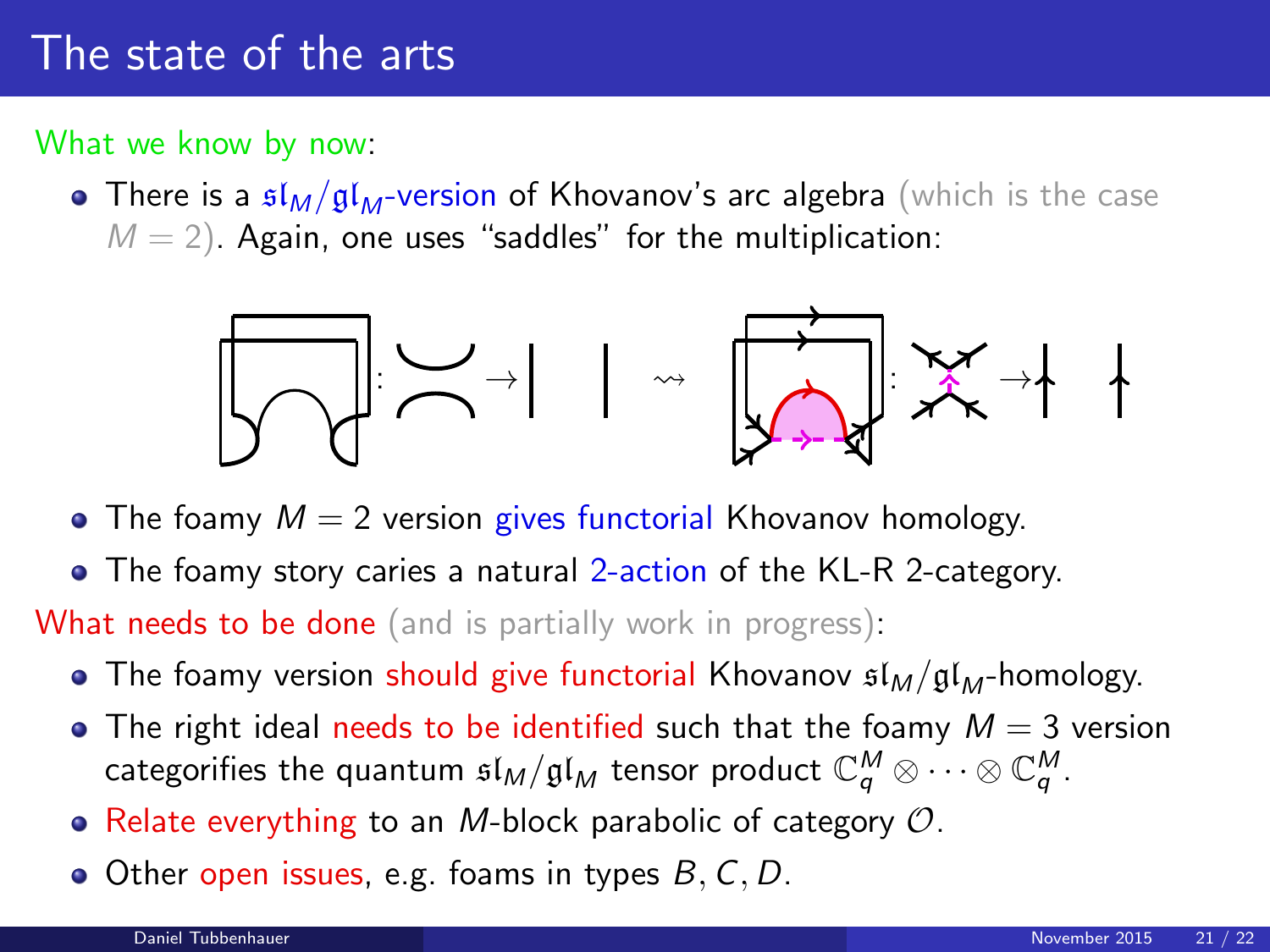# The state of the arts

What we know by now:

- There is a $\mathfrak{sl}_M/\mathfrak{gl}_M$-version of Khovanov's arc algebra (which is the case $M = 2$). Again, one uses "saddles" for the multiplication:

- The foamy $M = 2$ version gives functorial Khovanov homology.
- The foamy story caries a natural 2-action of the KL-R 2-category.

What needs to be done (and is partially work in progress):

- The foamy version should give functorial Khovanov $\mathfrak{sl}_M/\mathfrak{gl}_M$-homology.
- The right ideal needs to be identified such that the foamy $M = 3$ version categorifies the quantum $\mathfrak{sl}_M/\mathfrak{gl}_M$ tensor product $\mathbb{C}_q^M \otimes \cdots \otimes \mathbb{C}_q^M$.
- Relate everything to an $M$-block parabolic of category $\mathcal{O}$.
- Other open issues, e.g. foams in types $B, C, D$.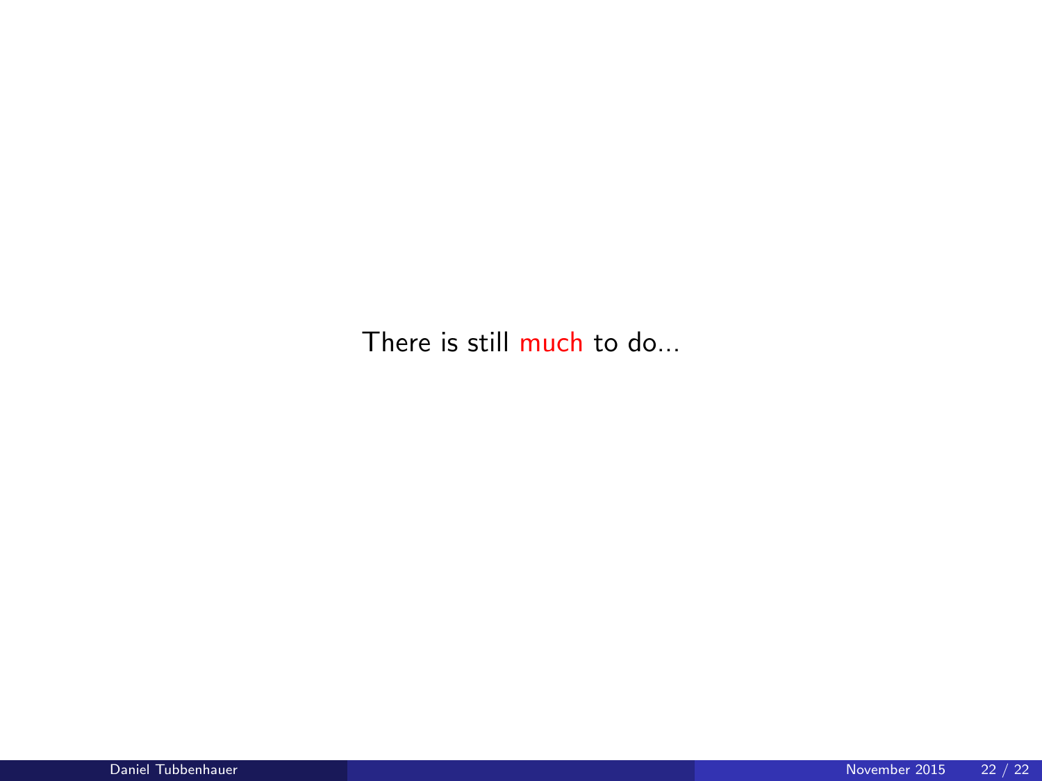There is still much to do...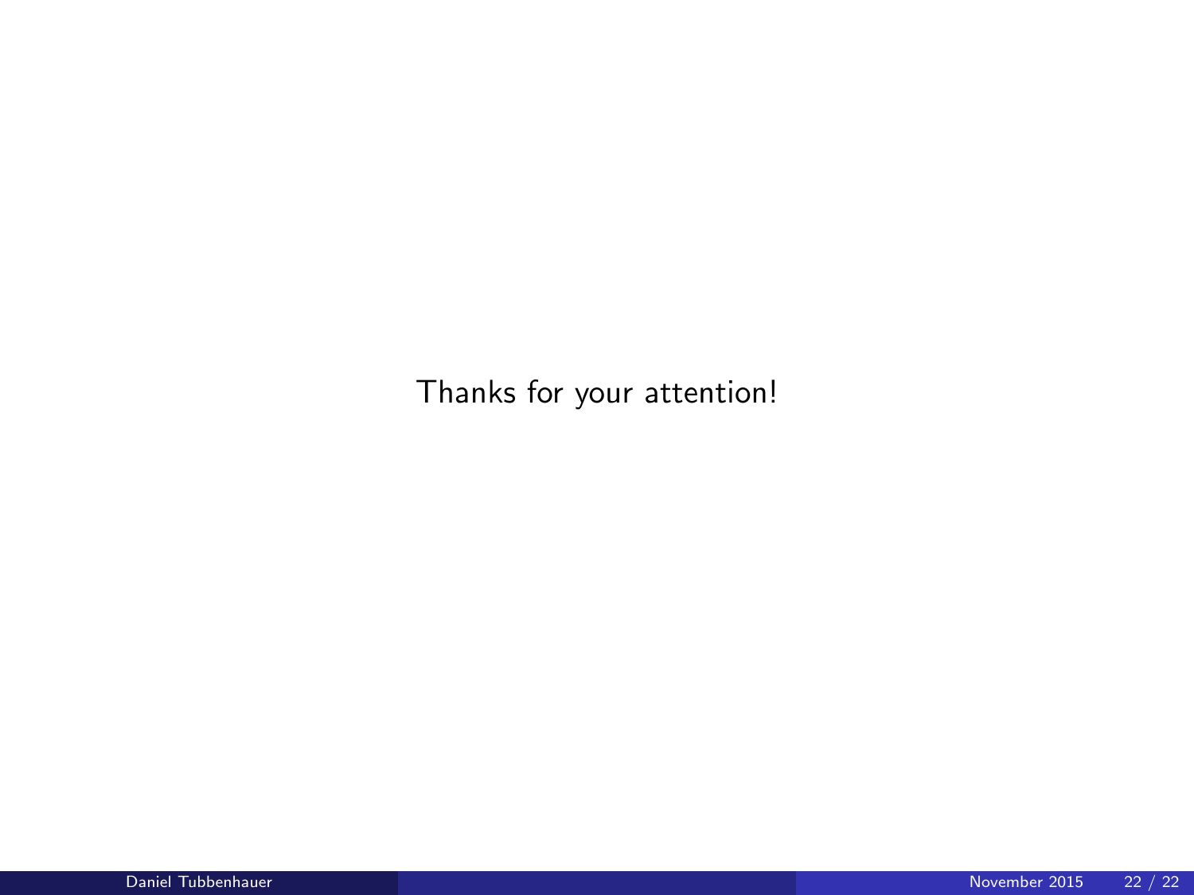Thanks for your attention!